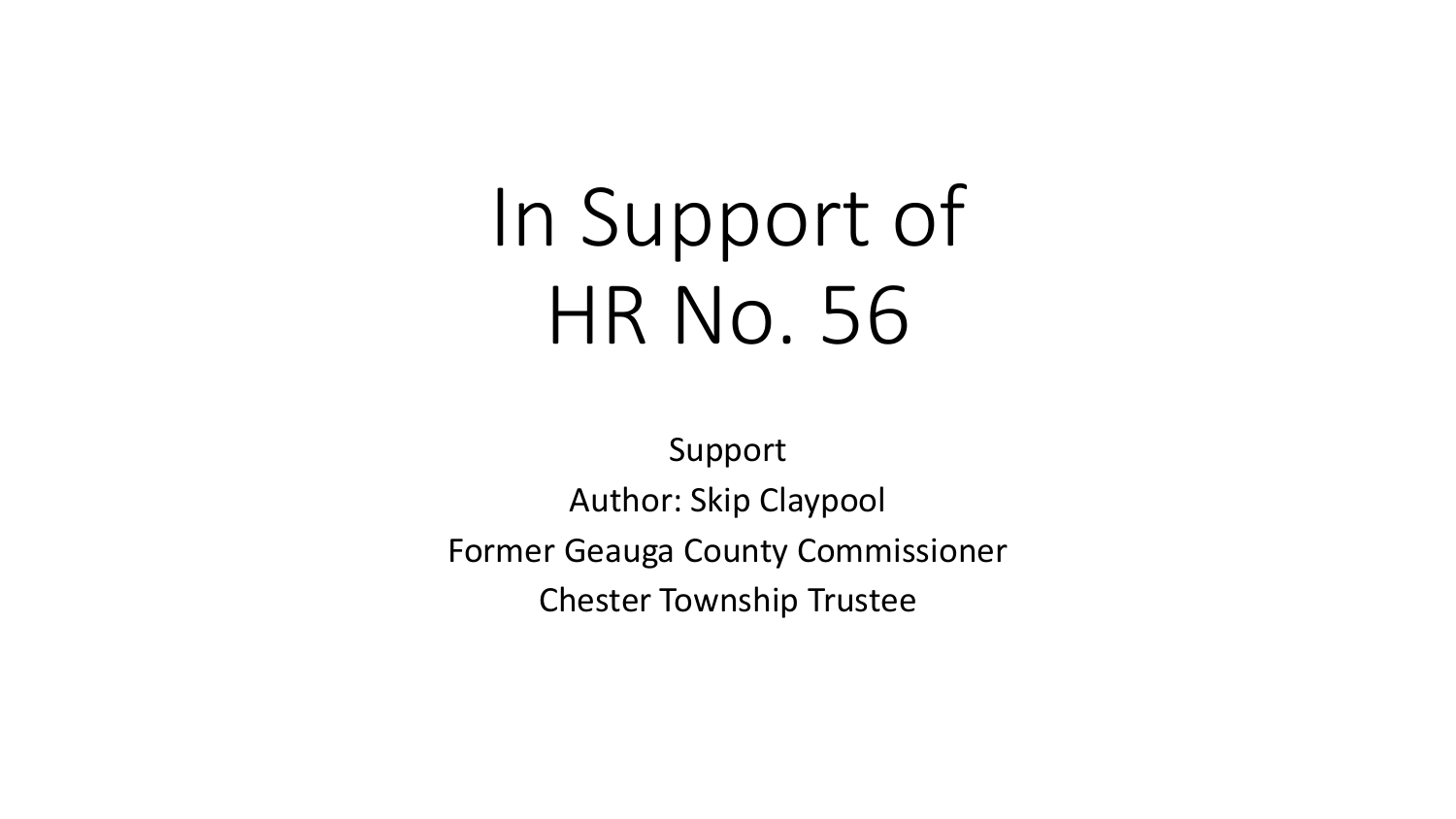# In Support of HR No. 56

Support

Author: Skip Claypool

Former Geauga County Commissioner

Chester Township Trustee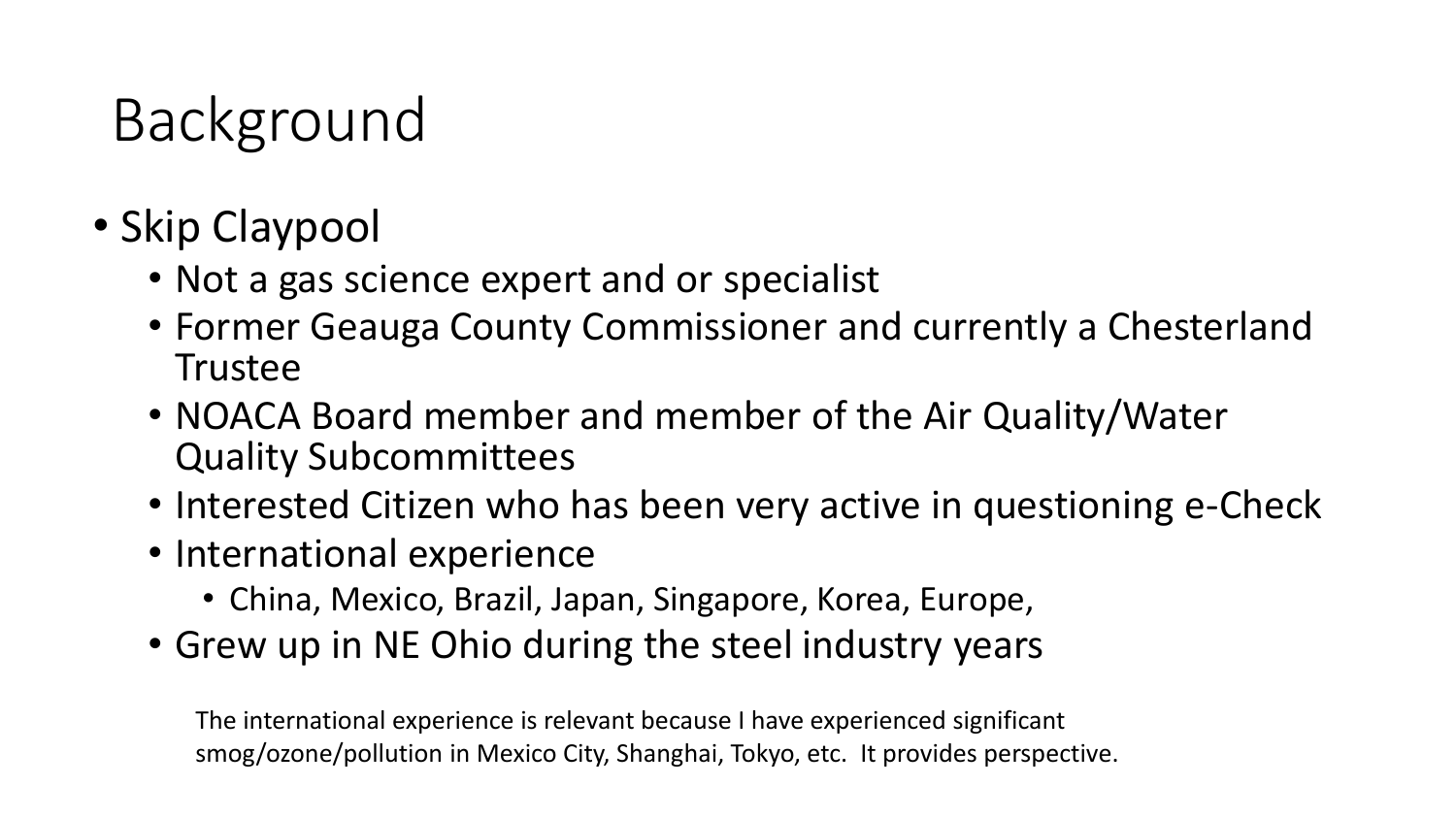# Background

- Skip Claypool
  - Not a gas science expert and or specialist
  - Former Geauga County Commissioner and currently a Chesterland Trustee
  - NOACA Board member and member of the Air Quality/Water Quality Subcommittees
  - Interested Citizen who has been very active in questioning e-Check
  - International experience
    - China, Mexico, Brazil, Japan, Singapore, Korea, Europe,
  - Grew up in NE Ohio during the steel industry years

The international experience is relevant because I have experienced significant smog/ozone/pollution in Mexico City, Shanghai, Tokyo, etc. It provides perspective.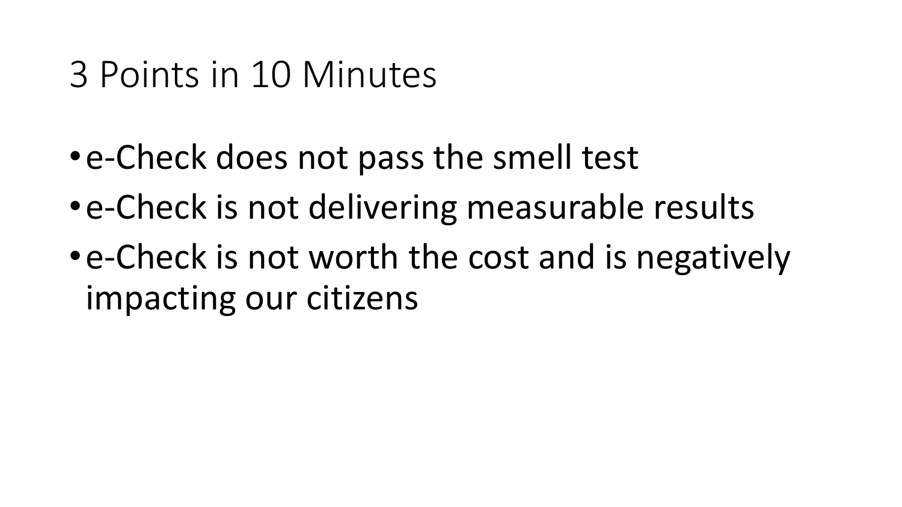# 3 Points in 10 Minutes

- e-Check does not pass the smell test
- e-Check is not delivering measurable results
- e-Check is not worth the cost and is negatively impacting our citizens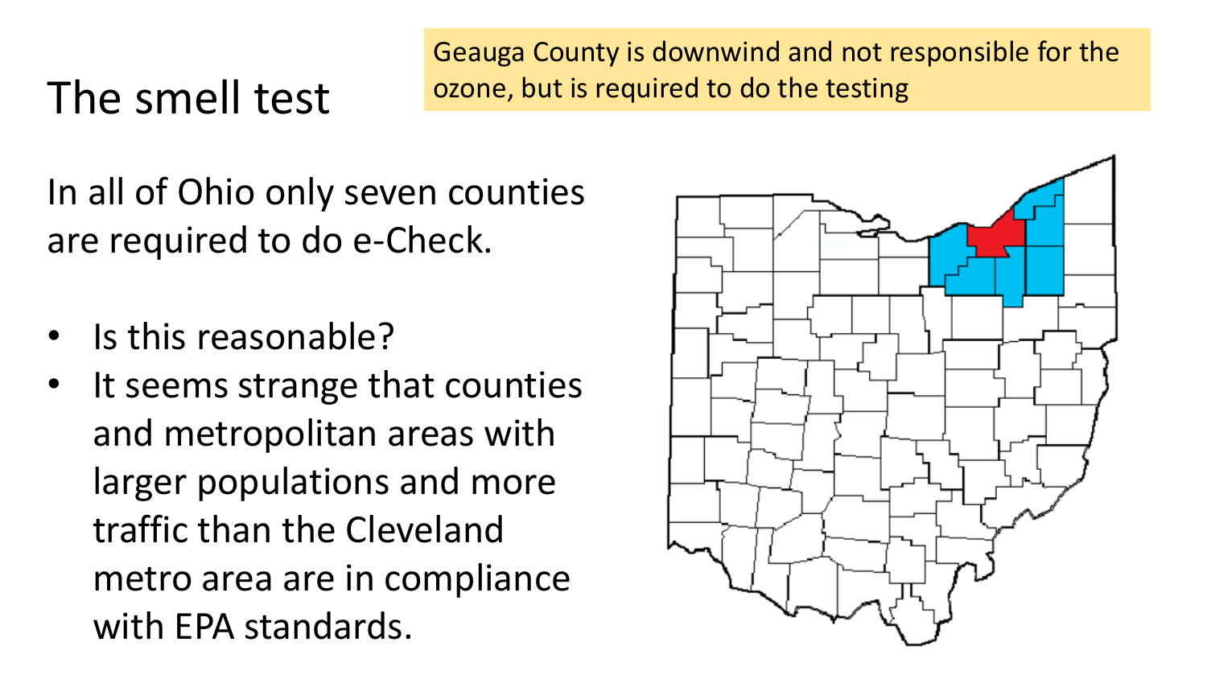# The smell test

Geauga County is downwind and not responsible for the ozone, but is required to do the testing

In all of Ohio only seven counties are required to do e-Check.

- Is this reasonable?
- It seems strange that counties and metropolitan areas with larger populations and more traffic than the Cleveland metro area are in compliance with EPA standards.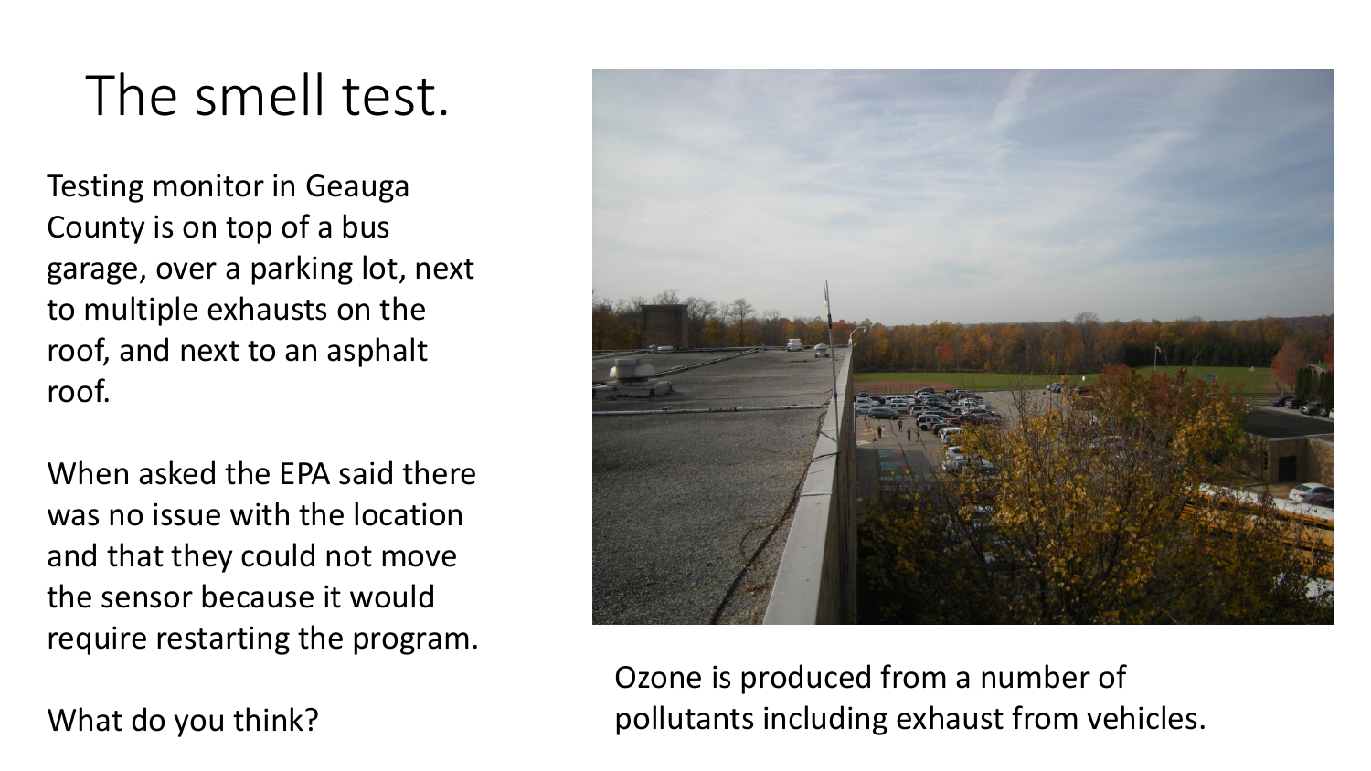# The smell test.

Testing monitor in Geauga County is on top of a bus garage, over a parking lot, next to multiple exhausts on the roof, and next to an asphalt roof.

When asked the EPA said there was no issue with the location and that they could not move the sensor because it would require restarting the program.

What do you think?

Ozone is produced from a number of pollutants including exhaust from vehicles.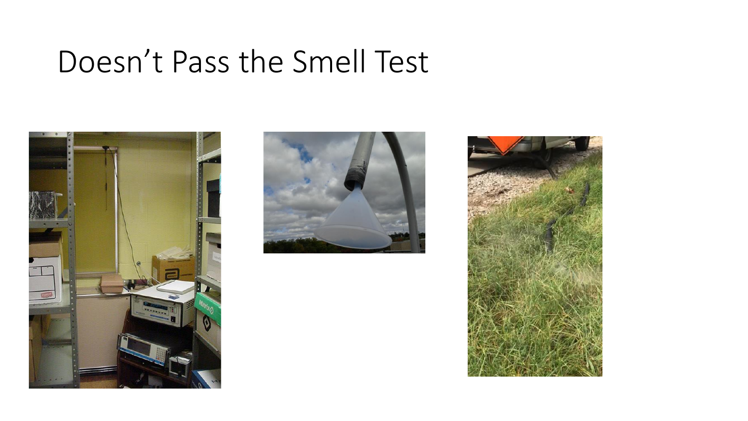# Doesn't Pass the Smell Test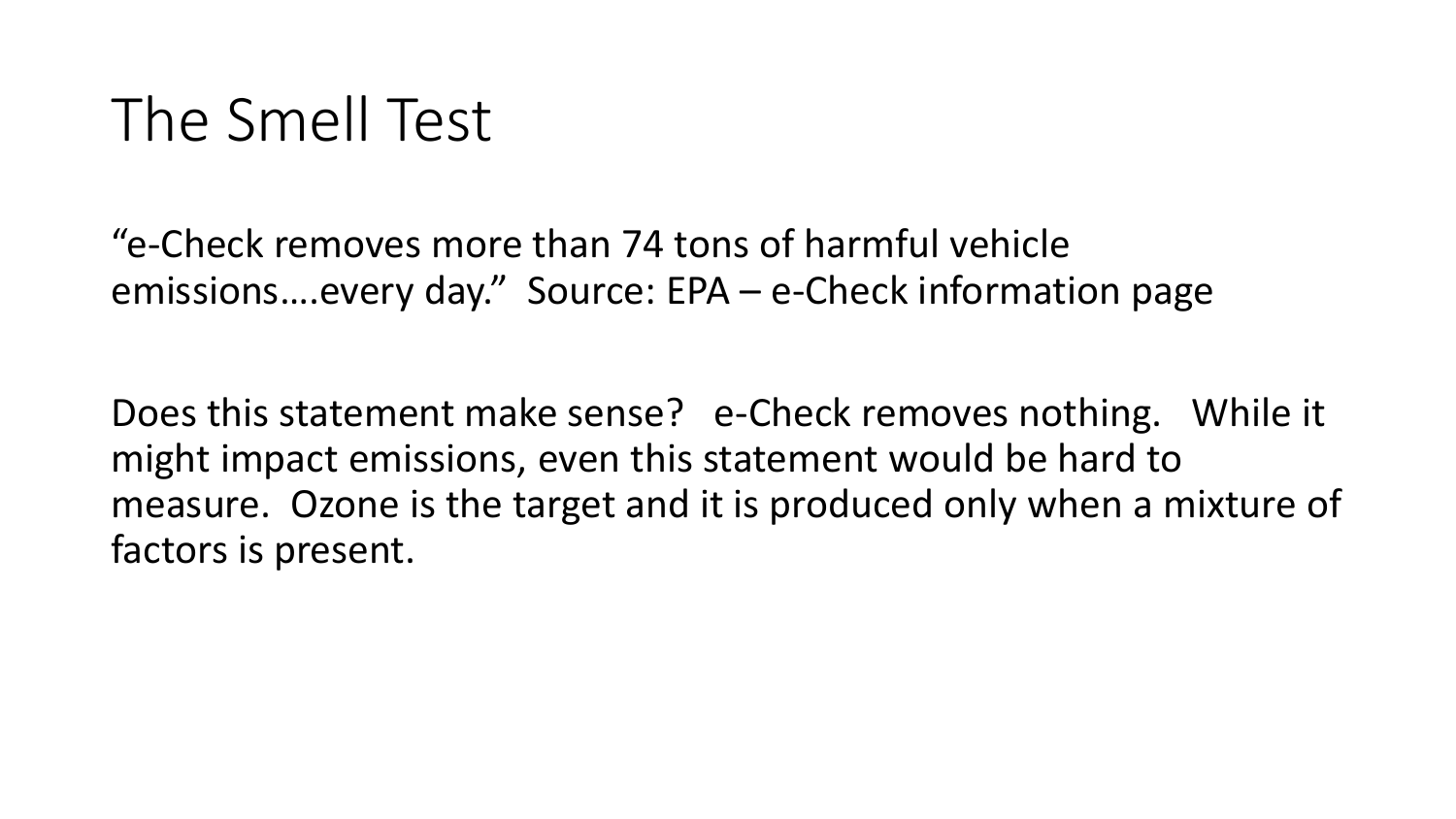# The Smell Test

"e-Check removes more than 74 tons of harmful vehicle emissions….every day." Source: EPA – e-Check information page

Does this statement make sense? e-Check removes nothing. While it might impact emissions, even this statement would be hard to measure. Ozone is the target and it is produced only when a mixture of factors is present.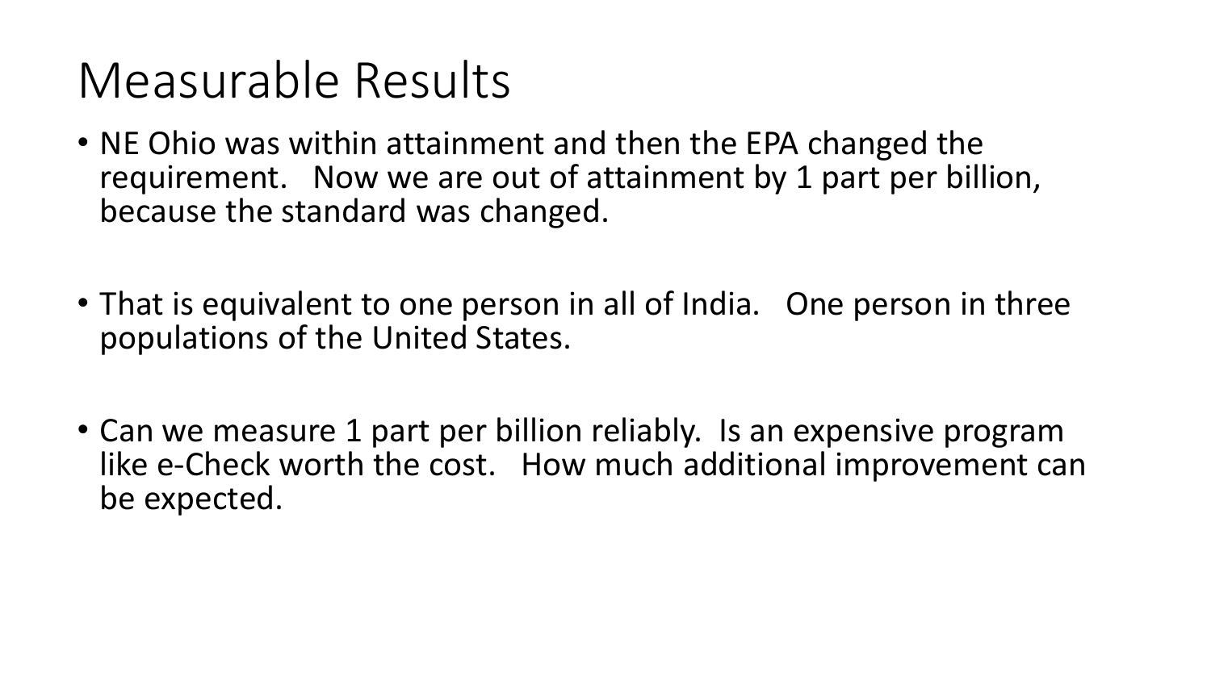# Measurable Results

- NE Ohio was within attainment and then the EPA changed the requirement. Now we are out of attainment by 1 part per billion, because the standard was changed.

- That is equivalent to one person in all of India. One person in three populations of the United States.

- Can we measure 1 part per billion reliably. Is an expensive program like e-Check worth the cost. How much additional improvement can be expected.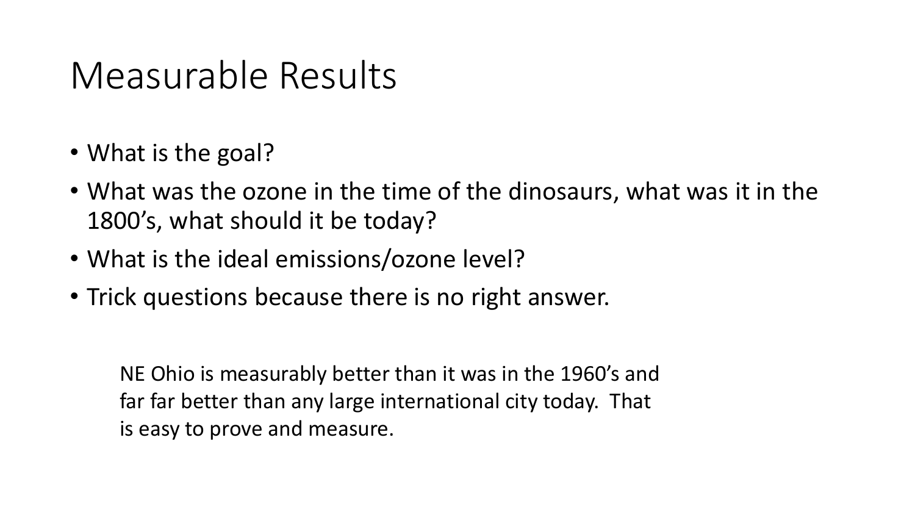# Measurable Results

- What is the goal?
- What was the ozone in the time of the dinosaurs, what was it in the 1800's, what should it be today?
- What is the ideal emissions/ozone level?
- Trick questions because there is no right answer.

NE Ohio is measurably better than it was in the 1960's and far far better than any large international city today. That is easy to prove and measure.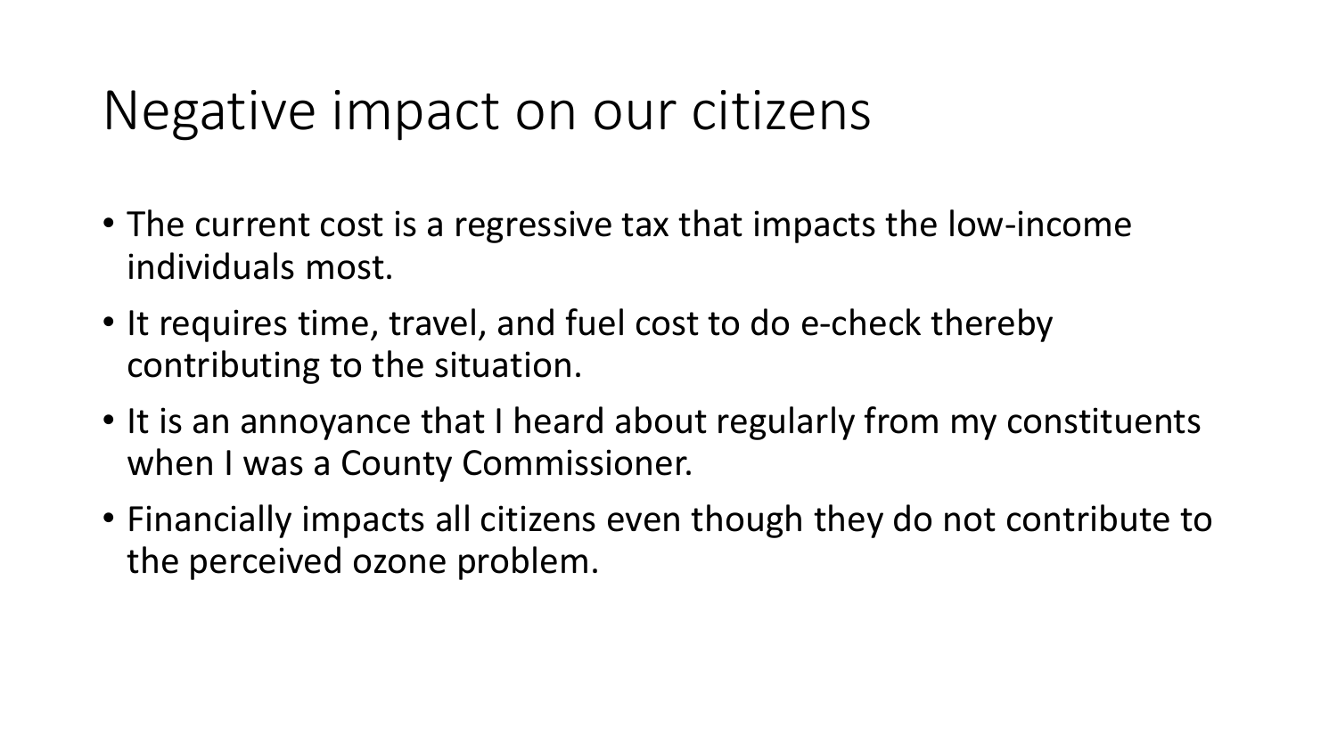# Negative impact on our citizens

- The current cost is a regressive tax that impacts the low-income individuals most.
- It requires time, travel, and fuel cost to do e-check thereby contributing to the situation.
- It is an annoyance that I heard about regularly from my constituents when I was a County Commissioner.
- Financially impacts all citizens even though they do not contribute to the perceived ozone problem.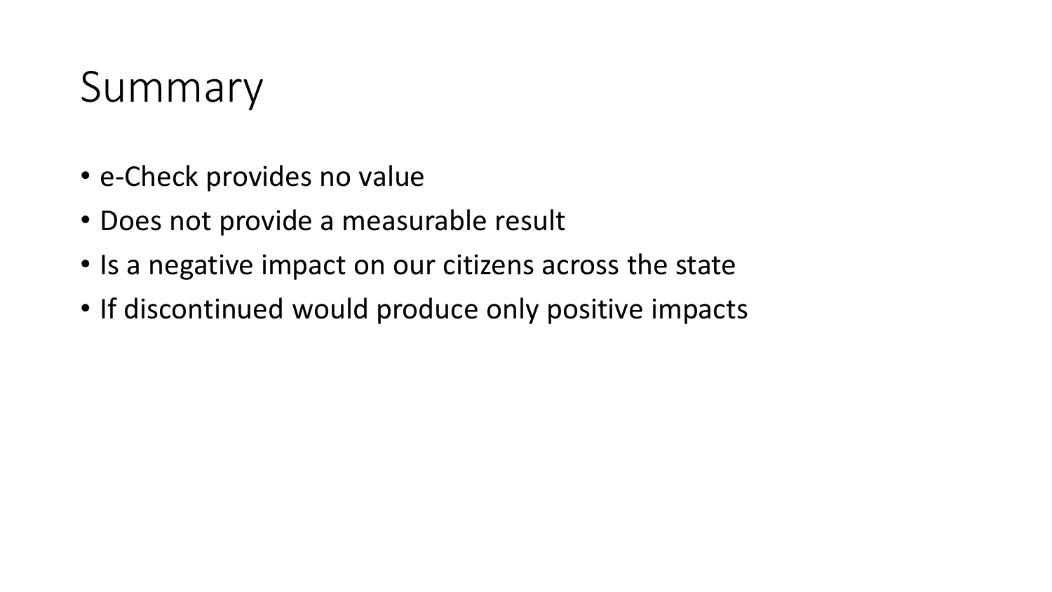# Summary

- e-Check provides no value
- Does not provide a measurable result
- Is a negative impact on our citizens across the state
- If discontinued would produce only positive impacts